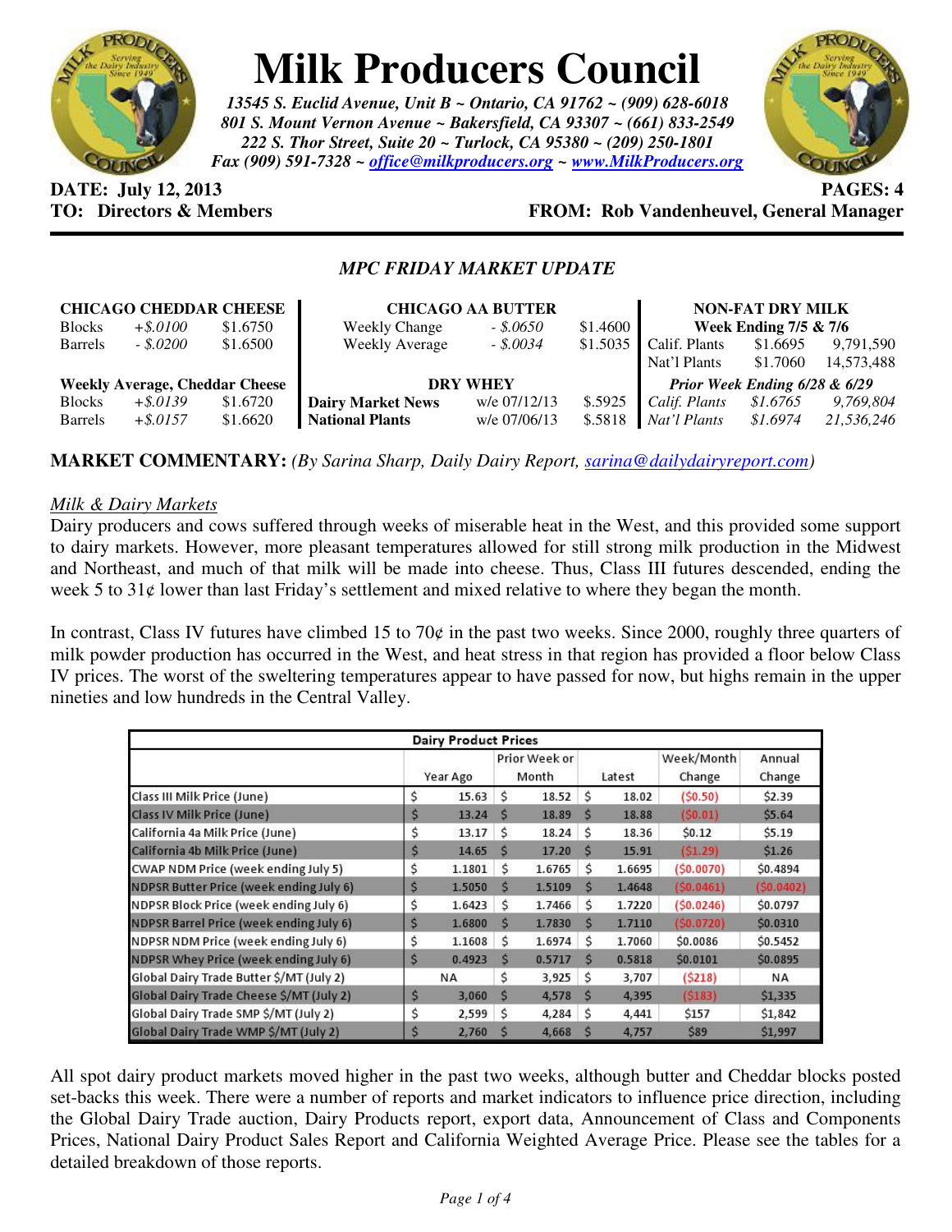# Milk Producers Council

*13545 S. Euclid Avenue, Unit B ~ Ontario, CA 91762 ~ (909) 628-6018*
*801 S. Mount Vernon Avenue ~ Bakersfield, CA 93307 ~ (661) 833-2549*
*222 S. Thor Street, Suite 20 ~ Turlock, CA 95380 ~ (209) 250-1801*
*Fax (909) 591-7328 ~ office@milkproducers.org ~ www.MilkProducers.org*

**DATE: July 12, 2013** **PAGES: 4**
**TO: Directors & Members** **FROM: Rob Vandenheuvel, General Manager**

## *MPC FRIDAY MARKET UPDATE*

| CHICAGO CHEDDAR CHEESE | | |
|---|---|---|
| Blocks | *+$.0100* | $1.6750 |
| Barrels | *- $.0200* | $1.6500 |
| **Weekly Average, Cheddar Cheese** | | |
| Blocks | *+$.0139* | $1.6720 |
| Barrels | *+$.0157* | $1.6620 |

| CHICAGO AA BUTTER | | |
|---|---|---|
| Weekly Change | *- $.0650* | $1.4600 |
| Weekly Average | *- $.0034* | $1.5035 |
| **DRY WHEY** | | |
| **Dairy Market News** | w/e 07/12/13 | $.5925 |
| **National Plants** | w/e 07/06/13 | $.5818 |

| NON-FAT DRY MILK | | |
|---|---|---|
| **Week Ending 7/5 & 7/6** | | |
| Calif. Plants | $1.6695 | 9,791,590 |
| Nat'l Plants | $1.7060 | 14,573,488 |
| ***Prior Week Ending 6/28 & 6/29*** | | |
| *Calif. Plants* | *$1.6765* | *9,769,804* |
| *Nat'l Plants* | *$1.6974* | *21,536,246* |

**MARKET COMMENTARY:** *(By Sarina Sharp, Daily Dairy Report, sarina@dailydairyreport.com)*

*Milk & Dairy Markets*

Dairy producers and cows suffered through weeks of miserable heat in the West, and this provided some support to dairy markets. However, more pleasant temperatures allowed for still strong milk production in the Midwest and Northeast, and much of that milk will be made into cheese. Thus, Class III futures descended, ending the week 5 to 31¢ lower than last Friday's settlement and mixed relative to where they began the month.

In contrast, Class IV futures have climbed 15 to 70¢ in the past two weeks. Since 2000, roughly three quarters of milk powder production has occurred in the West, and heat stress in that region has provided a floor below Class IV prices. The worst of the sweltering temperatures appear to have passed for now, but highs remain in the upper nineties and low hundreds in the Central Valley.

| Dairy Product Prices | Year Ago | Prior Week or Month | Latest | Week/Month Change | Annual Change |
|---|---|---|---|---|---|
| Class III Milk Price (June) | $ 15.63 | $ 18.52 | $ 18.02 | ($0.50) | $2.39 |
| Class IV Milk Price (June) | $ 13.24 | $ 18.89 | $ 18.88 | ($0.01) | $5.64 |
| California 4a Milk Price (June) | $ 13.17 | $ 18.24 | $ 18.36 | $0.12 | $5.19 |
| California 4b Milk Price (June) | $ 14.65 | $ 17.20 | $ 15.91 | ($1.29) | $1.26 |
| CWAP NDM Price (week ending July 5) | $ 1.1801 | $ 1.6765 | $ 1.6695 | ($0.0070) | $0.4894 |
| NDPSR Butter Price (week ending July 6) | $ 1.5050 | $ 1.5109 | $ 1.4648 | ($0.0461) | ($0.0402) |
| NDPSR Block Price (week ending July 6) | $ 1.6423 | $ 1.7466 | $ 1.7220 | ($0.0246) | $0.0797 |
| NDPSR Barrel Price (week ending July 6) | $ 1.6800 | $ 1.7830 | $ 1.7110 | ($0.0720) | $0.0310 |
| NDPSR NDM Price (week ending July 6) | $ 1.1608 | $ 1.6974 | $ 1.7060 | $0.0086 | $0.5452 |
| NDPSR Whey Price (week ending July 6) | $ 0.4923 | $ 0.5717 | $ 0.5818 | $0.0101 | $0.0895 |
| Global Dairy Trade Butter $/MT (July 2) | NA | $ 3,925 | $ 3,707 | ($218) | NA |
| Global Dairy Trade Cheese $/MT (July 2) | $ 3,060 | $ 4,578 | $ 4,395 | ($183) | $1,335 |
| Global Dairy Trade SMP $/MT (July 2) | $ 2,599 | $ 4,284 | $ 4,441 | $157 | $1,842 |
| Global Dairy Trade WMP $/MT (July 2) | $ 2,760 | $ 4,668 | $ 4,757 | $89 | $1,997 |

All spot dairy product markets moved higher in the past two weeks, although butter and Cheddar blocks posted set-backs this week. There were a number of reports and market indicators to influence price direction, including the Global Dairy Trade auction, Dairy Products report, export data, Announcement of Class and Components Prices, National Dairy Product Sales Report and California Weighted Average Price. Please see the tables for a detailed breakdown of those reports.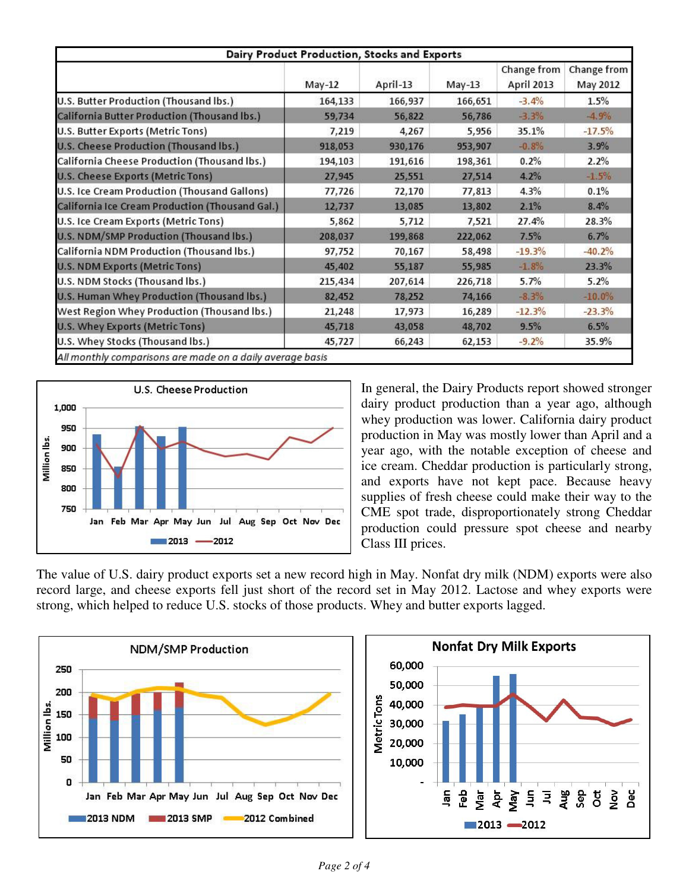| Dairy Product Production, Stocks and Exports | | | | | |
|---|---|---|---|---|---|
| | May-12 | April-13 | May-13 | Change from April 2013 | Change from May 2012 |
| U.S. Butter Production (Thousand lbs.) | 164,133 | 166,937 | 166,651 | -3.4% | 1.5% |
| California Butter Production (Thousand lbs.) | 59,734 | 56,822 | 56,786 | -3.3% | -4.9% |
| U.S. Butter Exports (Metric Tons) | 7,219 | 4,267 | 5,956 | 35.1% | -17.5% |
| U.S. Cheese Production (Thousand lbs.) | 918,053 | 930,176 | 953,907 | -0.8% | 3.9% |
| California Cheese Production (Thousand lbs.) | 194,103 | 191,616 | 198,361 | 0.2% | 2.2% |
| U.S. Cheese Exports (Metric Tons) | 27,945 | 25,551 | 27,514 | 4.2% | -1.5% |
| U.S. Ice Cream Production (Thousand Gallons) | 77,726 | 72,170 | 77,813 | 4.3% | 0.1% |
| California Ice Cream Production (Thousand Gal.) | 12,737 | 13,085 | 13,802 | 2.1% | 8.4% |
| U.S. Ice Cream Exports (Metric Tons) | 5,862 | 5,712 | 7,521 | 27.4% | 28.3% |
| U.S. NDM/SMP Production (Thousand lbs.) | 208,037 | 199,868 | 222,062 | 7.5% | 6.7% |
| California NDM Production (Thousand lbs.) | 97,752 | 70,167 | 58,498 | -19.3% | -40.2% |
| U.S. NDM Exports (Metric Tons) | 45,402 | 55,187 | 55,985 | -1.8% | 23.3% |
| U.S. NDM Stocks (Thousand lbs.) | 215,434 | 207,614 | 226,718 | 5.7% | 5.2% |
| U.S. Human Whey Production (Thousand lbs.) | 82,452 | 78,252 | 74,166 | -8.3% | -10.0% |
| West Region Whey Production (Thousand lbs.) | 21,248 | 17,973 | 16,289 | -12.3% | -23.3% |
| U.S. Whey Exports (Metric Tons) | 45,718 | 43,058 | 48,702 | 9.5% | 6.5% |
| U.S. Whey Stocks (Thousand lbs.) | 45,727 | 66,243 | 62,153 | -9.2% | 35.9% |

*All monthly comparisons are made on a daily average basis*

In general, the Dairy Products report showed stronger dairy product production than a year ago, although whey production was lower. California dairy product production in May was mostly lower than April and a year ago, with the notable exception of cheese and ice cream. Cheddar production is particularly strong, and exports have not kept pace. Because heavy supplies of fresh cheese could make their way to the CME spot trade, disproportionately strong Cheddar production could pressure spot cheese and nearby Class III prices.

The value of U.S. dairy product exports set a new record high in May. Nonfat dry milk (NDM) exports were also record large, and cheese exports fell just short of the record set in May 2012. Lactose and whey exports were strong, which helped to reduce U.S. stocks of those products. Whey and butter exports lagged.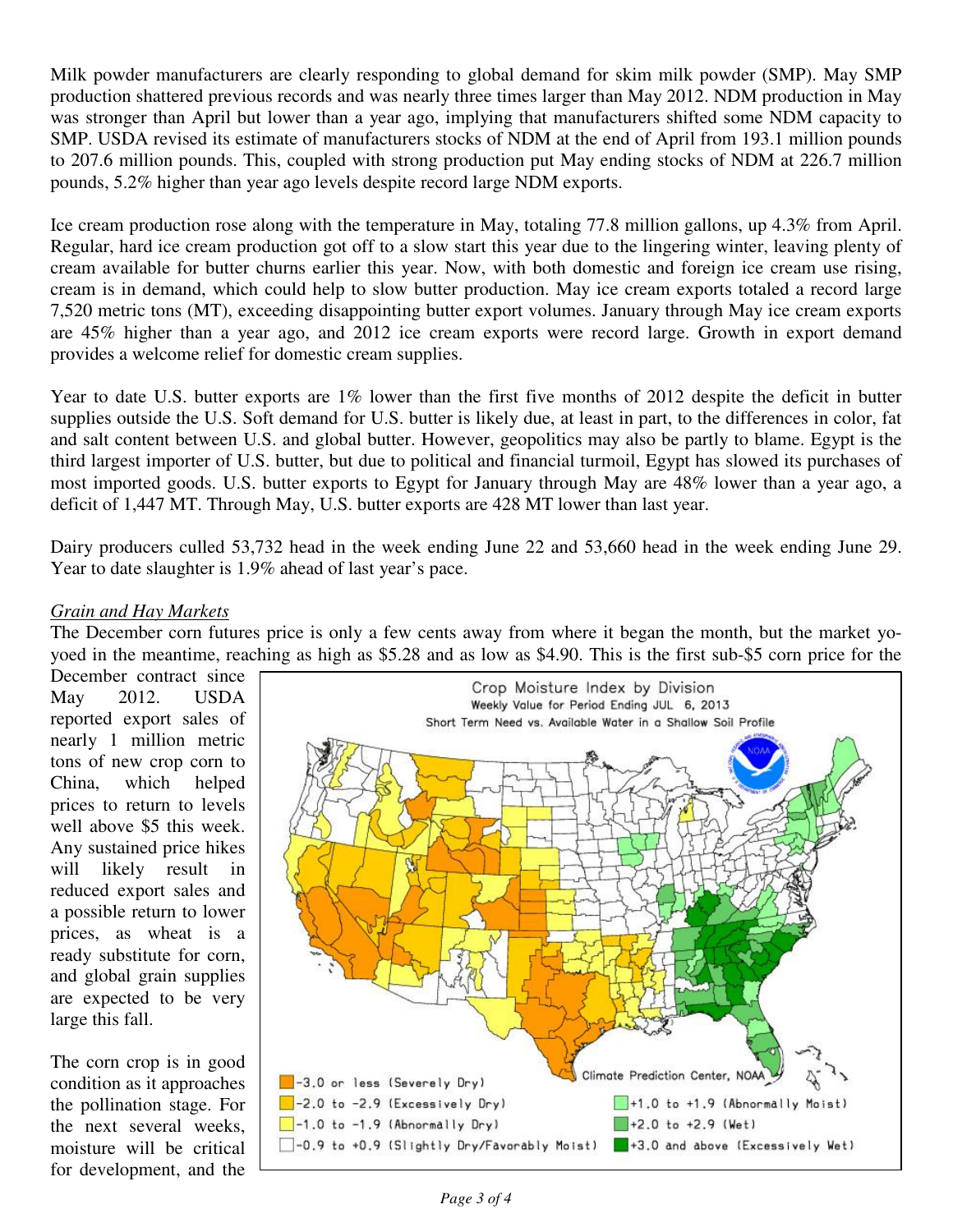Milk powder manufacturers are clearly responding to global demand for skim milk powder (SMP). May SMP production shattered previous records and was nearly three times larger than May 2012. NDM production in May was stronger than April but lower than a year ago, implying that manufacturers shifted some NDM capacity to SMP. USDA revised its estimate of manufacturers stocks of NDM at the end of April from 193.1 million pounds to 207.6 million pounds. This, coupled with strong production put May ending stocks of NDM at 226.7 million pounds, 5.2% higher than year ago levels despite record large NDM exports.

Ice cream production rose along with the temperature in May, totaling 77.8 million gallons, up 4.3% from April. Regular, hard ice cream production got off to a slow start this year due to the lingering winter, leaving plenty of cream available for butter churns earlier this year. Now, with both domestic and foreign ice cream use rising, cream is in demand, which could help to slow butter production. May ice cream exports totaled a record large 7,520 metric tons (MT), exceeding disappointing butter export volumes. January through May ice cream exports are 45% higher than a year ago, and 2012 ice cream exports were record large. Growth in export demand provides a welcome relief for domestic cream supplies.

Year to date U.S. butter exports are 1% lower than the first five months of 2012 despite the deficit in butter supplies outside the U.S. Soft demand for U.S. butter is likely due, at least in part, to the differences in color, fat and salt content between U.S. and global butter. However, geopolitics may also be partly to blame. Egypt is the third largest importer of U.S. butter, but due to political and financial turmoil, Egypt has slowed its purchases of most imported goods. U.S. butter exports to Egypt for January through May are 48% lower than a year ago, a deficit of 1,447 MT. Through May, U.S. butter exports are 428 MT lower than last year.

Dairy producers culled 53,732 head in the week ending June 22 and 53,660 head in the week ending June 29. Year to date slaughter is 1.9% ahead of last year's pace.

*Grain and Hay Markets*

The December corn futures price is only a few cents away from where it began the month, but the market yo-yoed in the meantime, reaching as high as $5.28 and as low as $4.90. This is the first sub-$5 corn price for the December contract since May 2012. USDA reported export sales of nearly 1 million metric tons of new crop corn to China, which helped prices to return to levels well above $5 this week. Any sustained price hikes will likely result in reduced export sales and a possible return to lower prices, as wheat is a ready substitute for corn, and global grain supplies are expected to be very large this fall.

Crop Moisture Index by Division
Weekly Value for Period Ending JUL 6, 2013
Short Term Need vs. Available Water in a Shallow Soil Profile

- -3.0 or less (Severely Dry)
- -2.0 to -2.9 (Excessively Dry)
- -1.0 to -1.9 (Abnormally Dry)
- -0.9 to +0.9 (Slightly Dry/Favorably Moist)
- +1.0 to +1.9 (Abnormally Moist)
- +2.0 to +2.9 (Wet)
- +3.0 and above (Excessively Wet)

Climate Prediction Center, NOAA

The corn crop is in good condition as it approaches the pollination stage. For the next several weeks, moisture will be critical for development, and the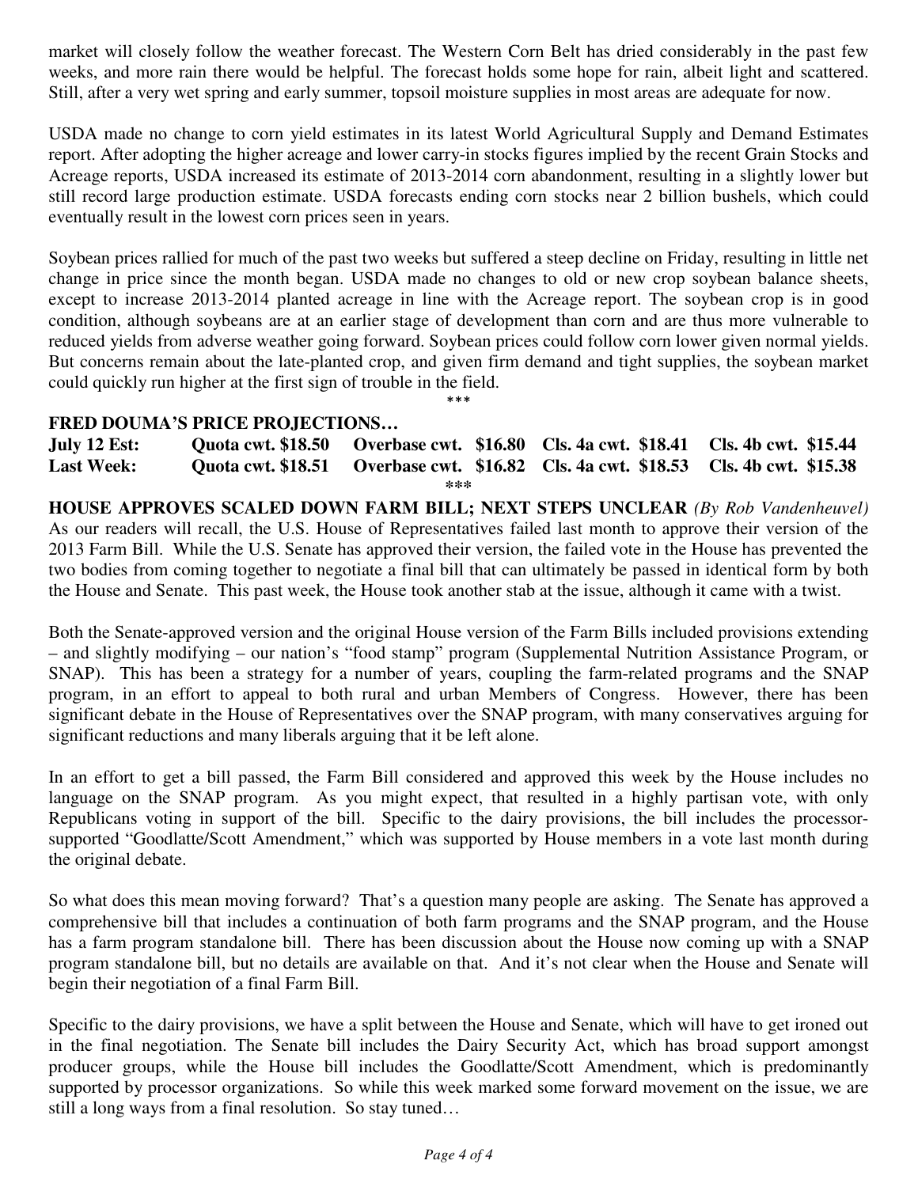market will closely follow the weather forecast. The Western Corn Belt has dried considerably in the past few weeks, and more rain there would be helpful. The forecast holds some hope for rain, albeit light and scattered. Still, after a very wet spring and early summer, topsoil moisture supplies in most areas are adequate for now.

USDA made no change to corn yield estimates in its latest World Agricultural Supply and Demand Estimates report. After adopting the higher acreage and lower carry-in stocks figures implied by the recent Grain Stocks and Acreage reports, USDA increased its estimate of 2013-2014 corn abandonment, resulting in a slightly lower but still record large production estimate. USDA forecasts ending corn stocks near 2 billion bushels, which could eventually result in the lowest corn prices seen in years.

Soybean prices rallied for much of the past two weeks but suffered a steep decline on Friday, resulting in little net change in price since the month began. USDA made no changes to old or new crop soybean balance sheets, except to increase 2013-2014 planted acreage in line with the Acreage report. The soybean crop is in good condition, although soybeans are at an earlier stage of development than corn and are thus more vulnerable to reduced yields from adverse weather going forward. Soybean prices could follow corn lower given normal yields. But concerns remain about the late-planted crop, and given firm demand and tight supplies, the soybean market could quickly run higher at the first sign of trouble in the field.

\*\*\*

**FRED DOUMA'S PRICE PROJECTIONS…**

| | | | | |
|---|---|---|---|---|
| **July 12 Est:** | **Quota cwt. $18.50** | **Overbase cwt. $16.80** | **Cls. 4a cwt. $18.41** | **Cls. 4b cwt. $15.44** |
| **Last Week:** | **Quota cwt. $18.51** | **Overbase cwt. $16.82** | **Cls. 4a cwt. $18.53** | **Cls. 4b cwt. $15.38** |

\*\*\*

**HOUSE APPROVES SCALED DOWN FARM BILL; NEXT STEPS UNCLEAR** *(By Rob Vandenheuvel)*
As our readers will recall, the U.S. House of Representatives failed last month to approve their version of the 2013 Farm Bill. While the U.S. Senate has approved their version, the failed vote in the House has prevented the two bodies from coming together to negotiate a final bill that can ultimately be passed in identical form by both the House and Senate. This past week, the House took another stab at the issue, although it came with a twist.

Both the Senate-approved version and the original House version of the Farm Bills included provisions extending – and slightly modifying – our nation's "food stamp" program (Supplemental Nutrition Assistance Program, or SNAP). This has been a strategy for a number of years, coupling the farm-related programs and the SNAP program, in an effort to appeal to both rural and urban Members of Congress. However, there has been significant debate in the House of Representatives over the SNAP program, with many conservatives arguing for significant reductions and many liberals arguing that it be left alone.

In an effort to get a bill passed, the Farm Bill considered and approved this week by the House includes no language on the SNAP program. As you might expect, that resulted in a highly partisan vote, with only Republicans voting in support of the bill. Specific to the dairy provisions, the bill includes the processor-supported "Goodlatte/Scott Amendment," which was supported by House members in a vote last month during the original debate.

So what does this mean moving forward? That's a question many people are asking. The Senate has approved a comprehensive bill that includes a continuation of both farm programs and the SNAP program, and the House has a farm program standalone bill. There has been discussion about the House now coming up with a SNAP program standalone bill, but no details are available on that. And it's not clear when the House and Senate will begin their negotiation of a final Farm Bill.

Specific to the dairy provisions, we have a split between the House and Senate, which will have to get ironed out in the final negotiation. The Senate bill includes the Dairy Security Act, which has broad support amongst producer groups, while the House bill includes the Goodlatte/Scott Amendment, which is predominantly supported by processor organizations. So while this week marked some forward movement on the issue, we are still a long ways from a final resolution. So stay tuned…